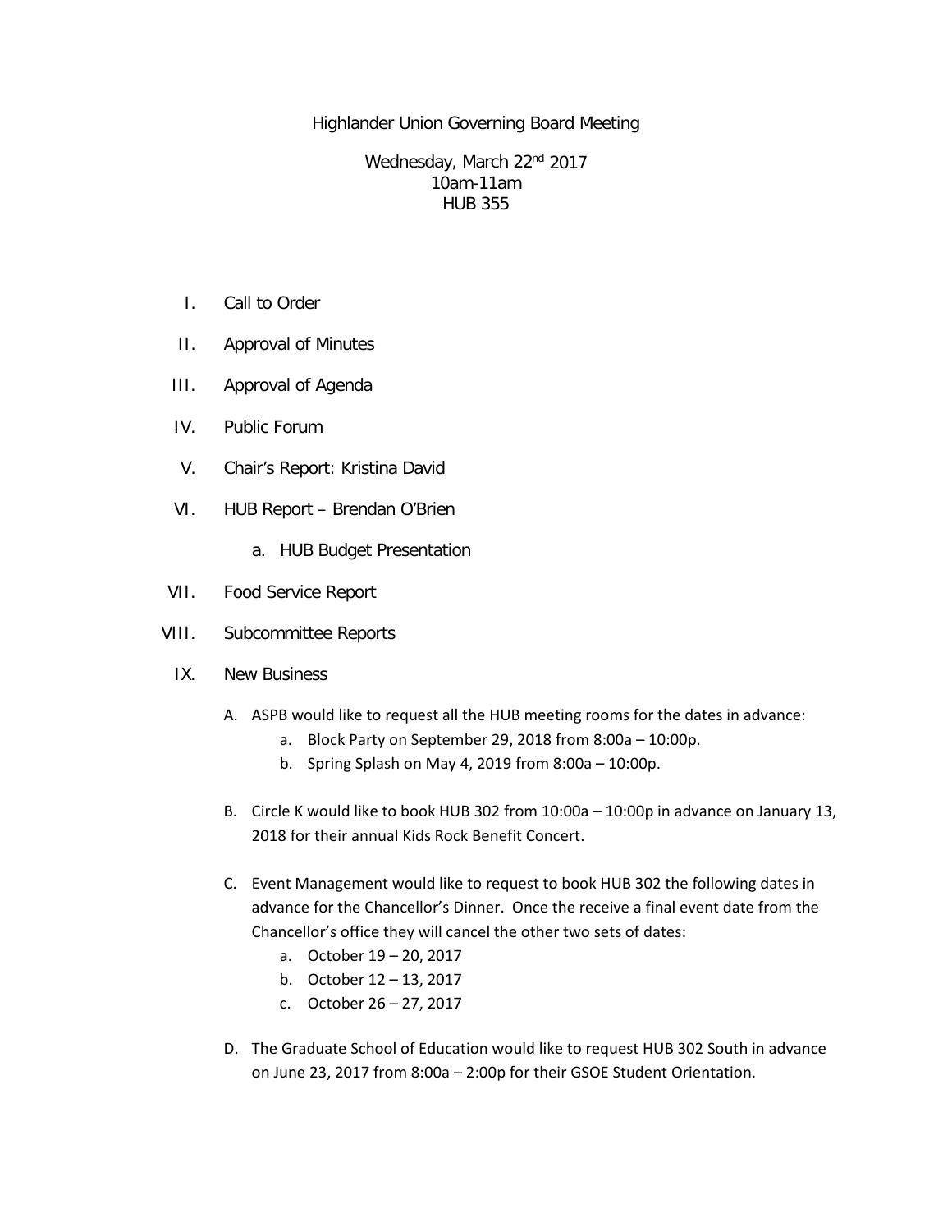Highlander Union Governing Board Meeting

Wednesday, March 22nd 2017
10am-11am
HUB 355

I. Call to Order

II. Approval of Minutes

III. Approval of Agenda

IV. Public Forum

V. Chair's Report: Kristina David

VI. HUB Report – Brendan O'Brien

   a. HUB Budget Presentation

VII. Food Service Report

VIII. Subcommittee Reports

IX. New Business

   A. ASPB would like to request all the HUB meeting rooms for the dates in advance:
      a. Block Party on September 29, 2018 from 8:00a – 10:00p.
      b. Spring Splash on May 4, 2019 from 8:00a – 10:00p.

   B. Circle K would like to book HUB 302 from 10:00a – 10:00p in advance on January 13, 2018 for their annual Kids Rock Benefit Concert.

   C. Event Management would like to request to book HUB 302 the following dates in advance for the Chancellor's Dinner. Once the receive a final event date from the Chancellor's office they will cancel the other two sets of dates:
      a. October 19 – 20, 2017
      b. October 12 – 13, 2017
      c. October 26 – 27, 2017

   D. The Graduate School of Education would like to request HUB 302 South in advance on June 23, 2017 from 8:00a – 2:00p for their GSOE Student Orientation.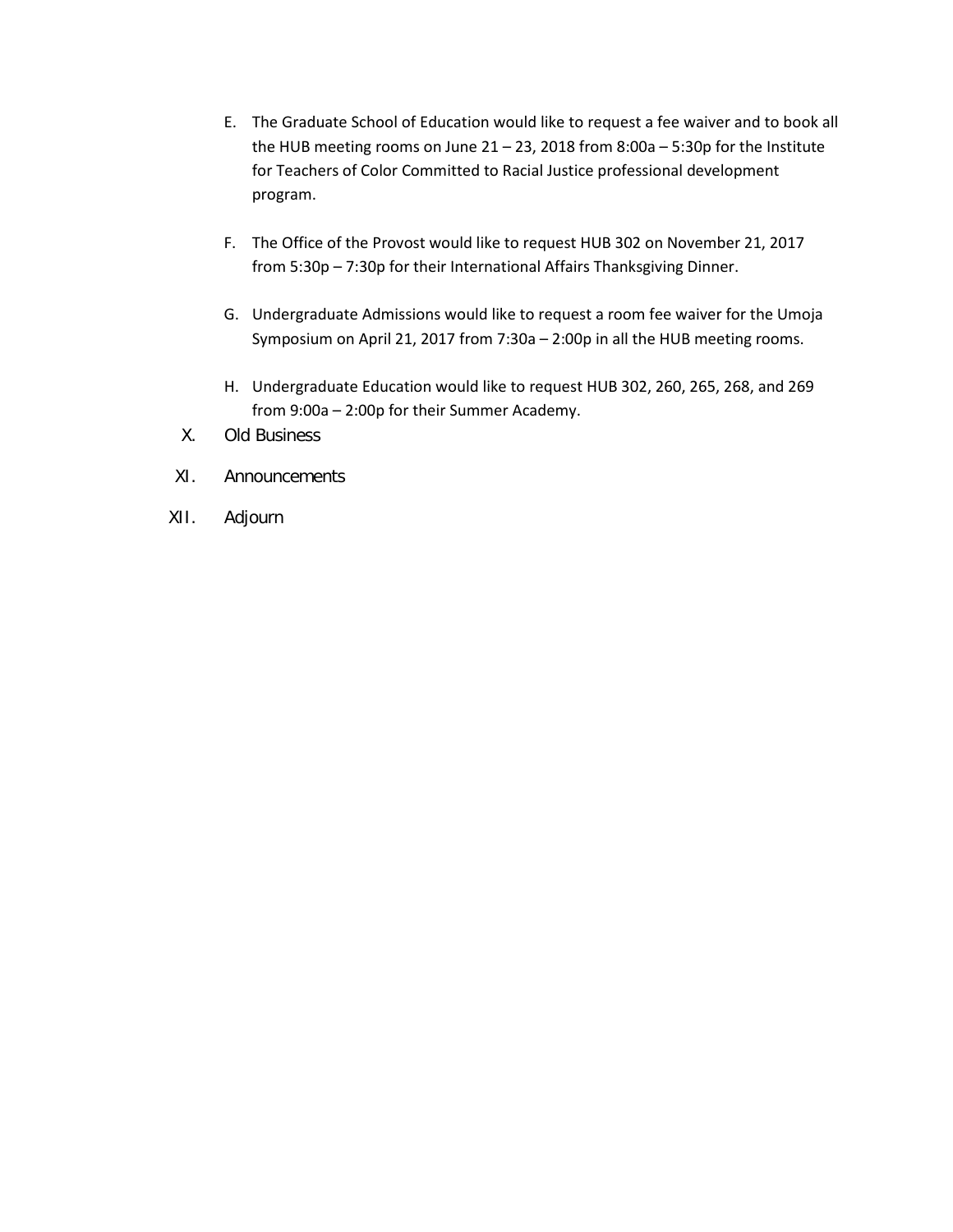E. The Graduate School of Education would like to request a fee waiver and to book all the HUB meeting rooms on June 21 – 23, 2018 from 8:00a – 5:30p for the Institute for Teachers of Color Committed to Racial Justice professional development program.

F. The Office of the Provost would like to request HUB 302 on November 21, 2017 from 5:30p – 7:30p for their International Affairs Thanksgiving Dinner.

G. Undergraduate Admissions would like to request a room fee waiver for the Umoja Symposium on April 21, 2017 from 7:30a – 2:00p in all the HUB meeting rooms.

H. Undergraduate Education would like to request HUB 302, 260, 265, 268, and 269 from 9:00a – 2:00p for their Summer Academy.

X. Old Business

XI. Announcements

XII. Adjourn